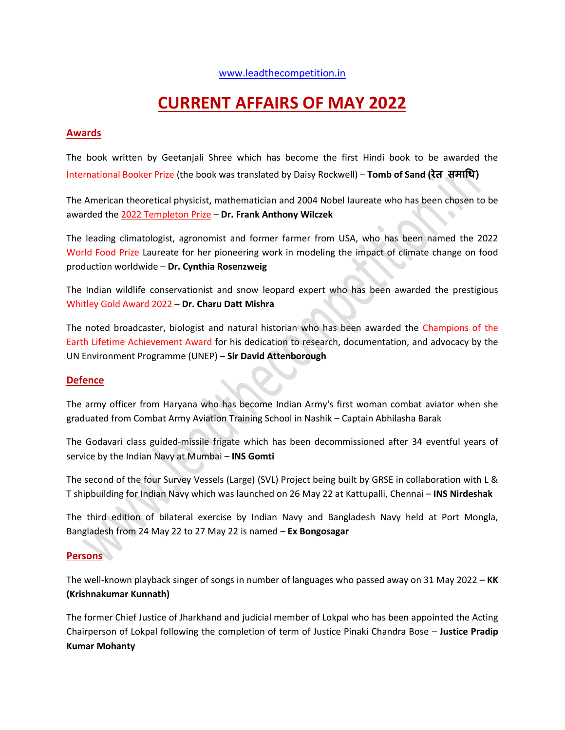www.leadthecompetition.in

# CURRENT AFFAIRS OF MAY 2022

## Awards

The book written by Geetanjali Shree which has become the first Hindi book to be awarded the International Booker Prize (the book was translated by Daisy Rockwell) – **Tomb of Sand (रेत समाधि)**

The American theoretical physicist, mathematician and 2004 Nobel laureate who has been chosen to be awarded the 2022 Templeton Prize – **Dr. Frank Anthony Wilczek**

The leading climatologist, agronomist and former farmer from USA, who has been named the 2022 World Food Prize Laureate for her pioneering work in modeling the impact of climate change on food production worldwide – **Dr. Cynthia Rosenzweig**

The Indian wildlife conservationist and snow leopard expert who has been awarded the prestigious Whitley Gold Award 2022 – **Dr. Charu Datt Mishra**

The noted broadcaster, biologist and natural historian who has been awarded the Champions of the Earth Lifetime Achievement Award for his dedication to research, documentation, and advocacy by the UN Environment Programme (UNEP) – **Sir David Attenborough**

## Defence

The army officer from Haryana who has become Indian Army's first woman combat aviator when she graduated from Combat Army Aviation Training School in Nashik – Captain Abhilasha Barak

The Godavari class guided-missile frigate which has been decommissioned after 34 eventful years of service by the Indian Navy at Mumbai – **INS Gomti**

The second of the four Survey Vessels (Large) (SVL) Project being built by GRSE in collaboration with L & T shipbuilding for Indian Navy which was launched on 26 May 22 at Kattupalli, Chennai – **INS Nirdeshak**

The third edition of bilateral exercise by Indian Navy and Bangladesh Navy held at Port Mongla, Bangladesh from 24 May 22 to 27 May 22 is named – **Ex Bongosagar**

## Persons

The well-known playback singer of songs in number of languages who passed away on 31 May 2022 – **KK (Krishnakumar Kunnath)**

The former Chief Justice of Jharkhand and judicial member of Lokpal who has been appointed the Acting Chairperson of Lokpal following the completion of term of Justice Pinaki Chandra Bose – **Justice Pradip Kumar Mohanty**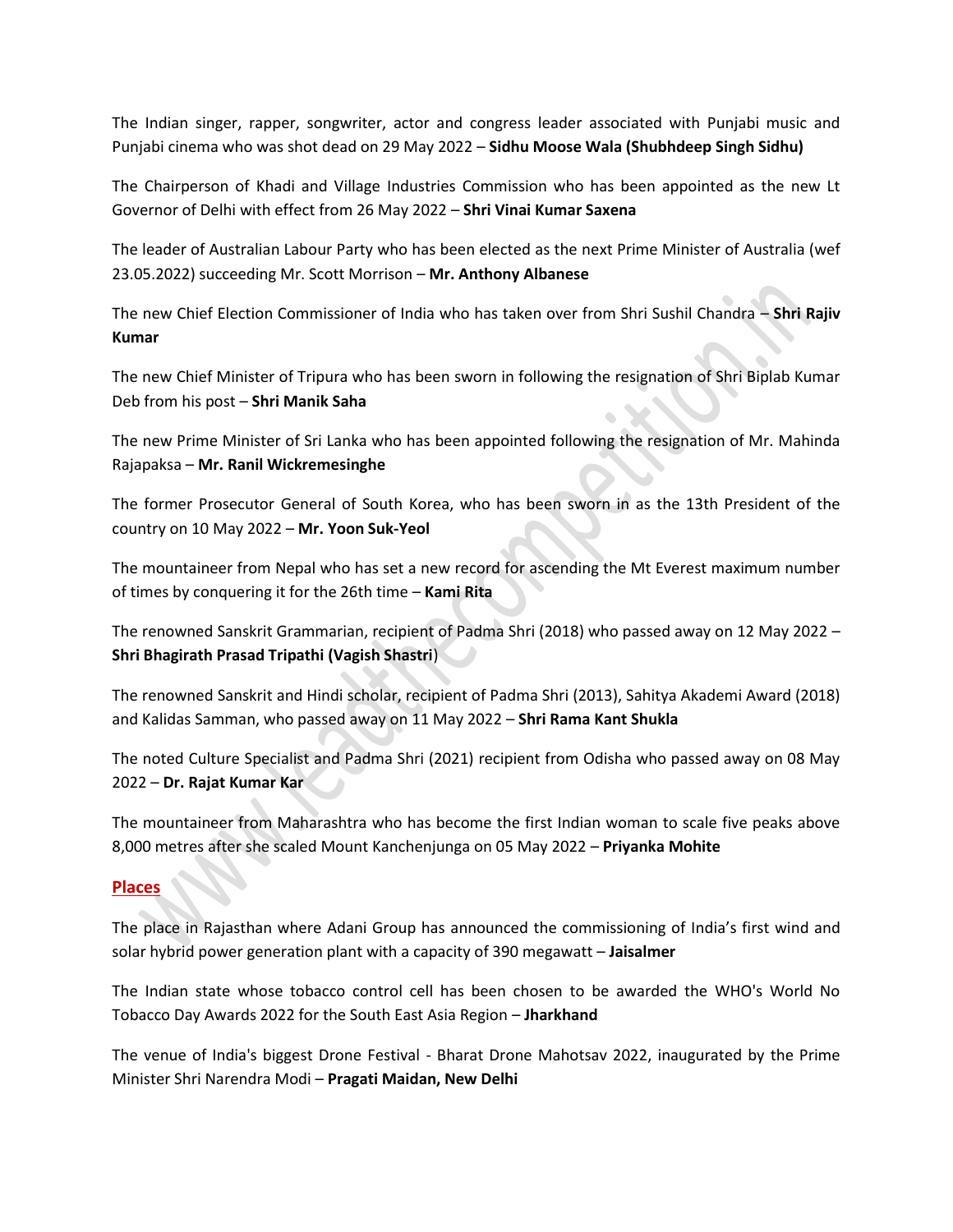The Indian singer, rapper, songwriter, actor and congress leader associated with Punjabi music and Punjabi cinema who was shot dead on 29 May 2022 – **Sidhu Moose Wala (Shubhdeep Singh Sidhu)**

The Chairperson of Khadi and Village Industries Commission who has been appointed as the new Lt Governor of Delhi with effect from 26 May 2022 – **Shri Vinai Kumar Saxena**

The leader of Australian Labour Party who has been elected as the next Prime Minister of Australia (wef 23.05.2022) succeeding Mr. Scott Morrison – **Mr. Anthony Albanese**

The new Chief Election Commissioner of India who has taken over from Shri Sushil Chandra – **Shri Rajiv Kumar**

The new Chief Minister of Tripura who has been sworn in following the resignation of Shri Biplab Kumar Deb from his post – **Shri Manik Saha**

The new Prime Minister of Sri Lanka who has been appointed following the resignation of Mr. Mahinda Rajapaksa – **Mr. Ranil Wickremesinghe**

The former Prosecutor General of South Korea, who has been sworn in as the 13th President of the country on 10 May 2022 – **Mr. Yoon Suk-Yeol**

The mountaineer from Nepal who has set a new record for ascending the Mt Everest maximum number of times by conquering it for the 26th time – **Kami Rita**

The renowned Sanskrit Grammarian, recipient of Padma Shri (2018) who passed away on 12 May 2022 – **Shri Bhagirath Prasad Tripathi (Vagish Shastri**)

The renowned Sanskrit and Hindi scholar, recipient of Padma Shri (2013), Sahitya Akademi Award (2018) and Kalidas Samman, who passed away on 11 May 2022 – **Shri Rama Kant Shukla**

The noted Culture Specialist and Padma Shri (2021) recipient from Odisha who passed away on 08 May 2022 – **Dr. Rajat Kumar Kar**

The mountaineer from Maharashtra who has become the first Indian woman to scale five peaks above 8,000 metres after she scaled Mount Kanchenjunga on 05 May 2022 – **Priyanka Mohite**

## Places

The place in Rajasthan where Adani Group has announced the commissioning of India's first wind and solar hybrid power generation plant with a capacity of 390 megawatt – **Jaisalmer**

The Indian state whose tobacco control cell has been chosen to be awarded the WHO's World No Tobacco Day Awards 2022 for the South East Asia Region – **Jharkhand**

The venue of India's biggest Drone Festival - Bharat Drone Mahotsav 2022, inaugurated by the Prime Minister Shri Narendra Modi – **Pragati Maidan, New Delhi**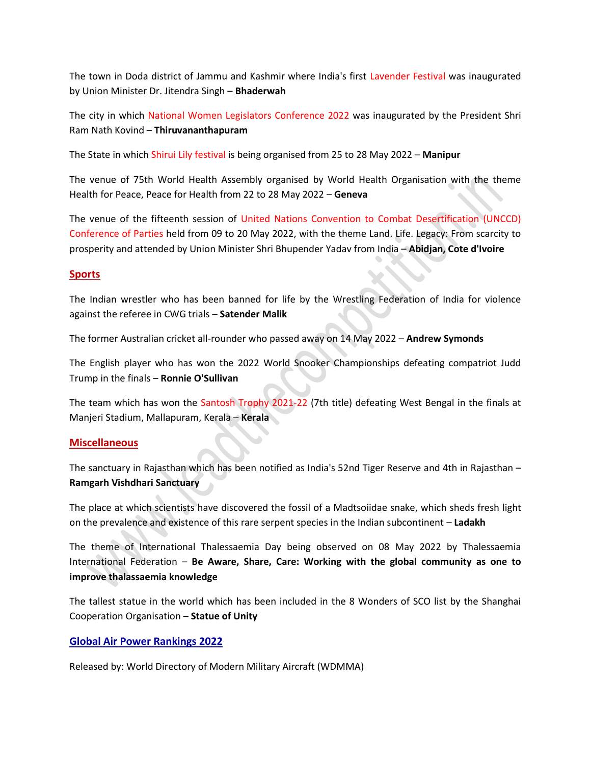The town in Doda district of Jammu and Kashmir where India's first Lavender Festival was inaugurated by Union Minister Dr. Jitendra Singh – **Bhaderwah**

The city in which National Women Legislators Conference 2022 was inaugurated by the President Shri Ram Nath Kovind – **Thiruvananthapuram**

The State in which Shirui Lily festival is being organised from 25 to 28 May 2022 – **Manipur**

The venue of 75th World Health Assembly organised by World Health Organisation with the theme Health for Peace, Peace for Health from 22 to 28 May 2022 – **Geneva**

The venue of the fifteenth session of United Nations Convention to Combat Desertification (UNCCD) Conference of Parties held from 09 to 20 May 2022, with the theme Land. Life. Legacy: From scarcity to prosperity and attended by Union Minister Shri Bhupender Yadav from India – **Abidjan, Cote d'Ivoire**

## Sports

The Indian wrestler who has been banned for life by the Wrestling Federation of India for violence against the referee in CWG trials – **Satender Malik**

The former Australian cricket all-rounder who passed away on 14 May 2022 – **Andrew Symonds**

The English player who has won the 2022 World Snooker Championships defeating compatriot Judd Trump in the finals – **Ronnie O'Sullivan**

The team which has won the Santosh Trophy 2021-22 (7th title) defeating West Bengal in the finals at Manjeri Stadium, Mallapuram, Kerala – **Kerala**

## Miscellaneous

The sanctuary in Rajasthan which has been notified as India's 52nd Tiger Reserve and 4th in Rajasthan – **Ramgarh Vishdhari Sanctuary**

The place at which scientists have discovered the fossil of a Madtsoiidae snake, which sheds fresh light on the prevalence and existence of this rare serpent species in the Indian subcontinent – **Ladakh**

The theme of International Thalessaemia Day being observed on 08 May 2022 by Thalessaemia International Federation – **Be Aware, Share, Care: Working with the global community as one to improve thalassaemia knowledge**

The tallest statue in the world which has been included in the 8 Wonders of SCO list by the Shanghai Cooperation Organisation – **Statue of Unity**

## Global Air Power Rankings 2022

Released by: World Directory of Modern Military Aircraft (WDMMA)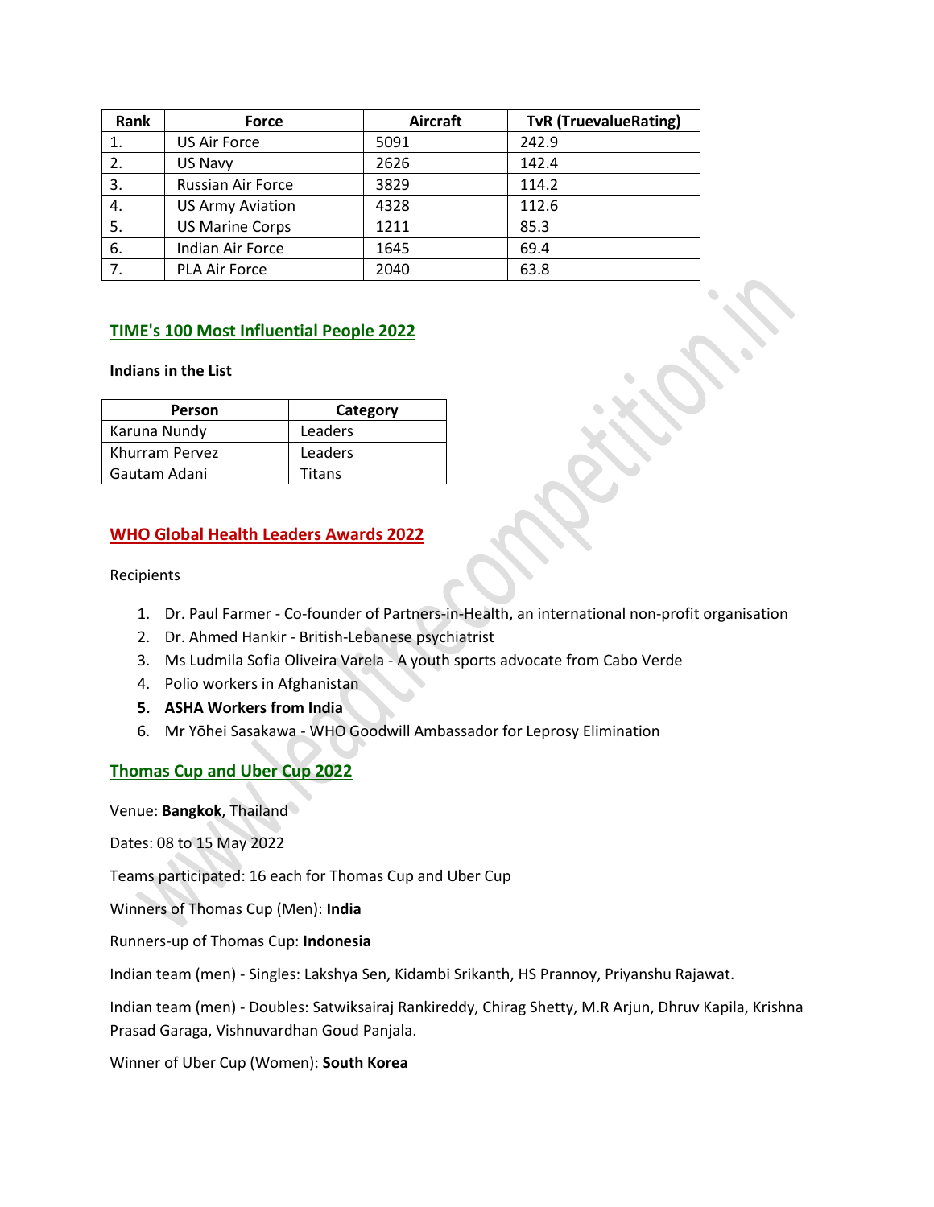| Rank | Force | Aircraft | TvR (TruevalueRating) |
| --- | --- | --- | --- |
| 1. | US Air Force | 5091 | 242.9 |
| 2. | US Navy | 2626 | 142.4 |
| 3. | Russian Air Force | 3829 | 114.2 |
| 4. | US Army Aviation | 4328 | 112.6 |
| 5. | US Marine Corps | 1211 | 85.3 |
| 6. | Indian Air Force | 1645 | 69.4 |
| 7. | PLA Air Force | 2040 | 63.8 |

## TIME's 100 Most Influential People 2022

**Indians in the List**

| Person | Category |
| --- | --- |
| Karuna Nundy | Leaders |
| Khurram Pervez | Leaders |
| Gautam Adani | Titans |

## WHO Global Health Leaders Awards 2022

Recipients

1. Dr. Paul Farmer - Co-founder of Partners-in-Health, an international non-profit organisation
2. Dr. Ahmed Hankir - British-Lebanese psychiatrist
3. Ms Ludmila Sofia Oliveira Varela - A youth sports advocate from Cabo Verde
4. Polio workers in Afghanistan
5. **ASHA Workers from India**
6. Mr Yōhei Sasakawa - WHO Goodwill Ambassador for Leprosy Elimination

## Thomas Cup and Uber Cup 2022

Venue: **Bangkok**, Thailand

Dates: 08 to 15 May 2022

Teams participated: 16 each for Thomas Cup and Uber Cup

Winners of Thomas Cup (Men): **India**

Runners-up of Thomas Cup: **Indonesia**

Indian team (men) - Singles: Lakshya Sen, Kidambi Srikanth, HS Prannoy, Priyanshu Rajawat.

Indian team (men) - Doubles: Satwiksairaj Rankireddy, Chirag Shetty, M.R Arjun, Dhruv Kapila, Krishna Prasad Garaga, Vishnuvardhan Goud Panjala.

Winner of Uber Cup (Women): **South Korea**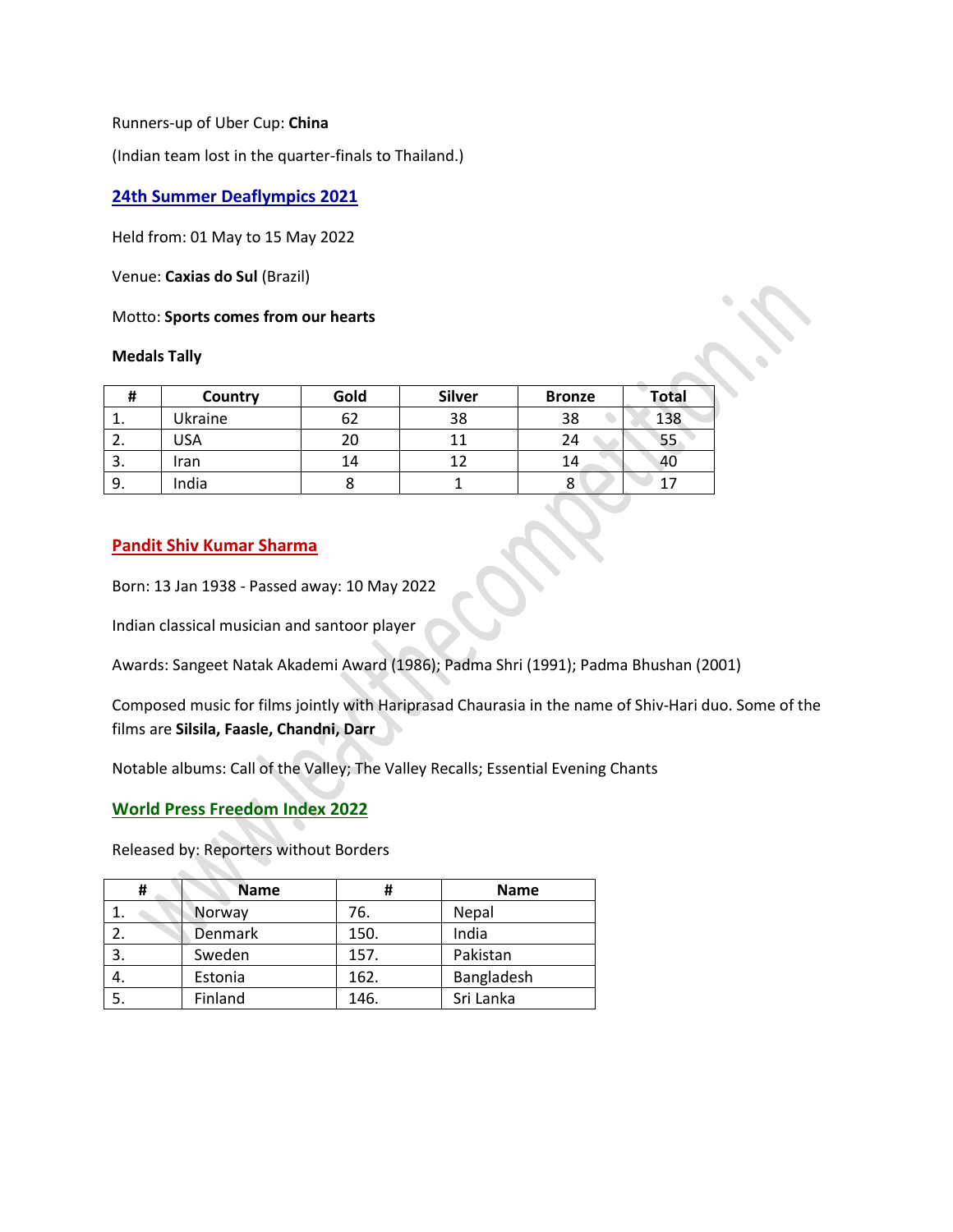Runners-up of Uber Cup: **China**

(Indian team lost in the quarter-finals to Thailand.)

## 24th Summer Deaflympics 2021

Held from: 01 May to 15 May 2022

Venue: **Caxias do Sul** (Brazil)

Motto: **Sports comes from our hearts**

**Medals Tally**

| # | Country | Gold | Silver | Bronze | Total |
|---|---|---|---|---|---|
| 1. | Ukraine | 62 | 38 | 38 | 138 |
| 2. | USA | 20 | 11 | 24 | 55 |
| 3. | Iran | 14 | 12 | 14 | 40 |
| 9. | India | 8 | 1 | 8 | 17 |

## Pandit Shiv Kumar Sharma

Born: 13 Jan 1938 - Passed away: 10 May 2022

Indian classical musician and santoor player

Awards: Sangeet Natak Akademi Award (1986); Padma Shri (1991); Padma Bhushan (2001)

Composed music for films jointly with Hariprasad Chaurasia in the name of Shiv-Hari duo. Some of the films are **Silsila, Faasle, Chandni, Darr**

Notable albums: Call of the Valley; The Valley Recalls; Essential Evening Chants

## World Press Freedom Index 2022

Released by: Reporters without Borders

| # | Name | # | Name |
|---|---|---|---|
| 1. | Norway | 76. | Nepal |
| 2. | Denmark | 150. | India |
| 3. | Sweden | 157. | Pakistan |
| 4. | Estonia | 162. | Bangladesh |
| 5. | Finland | 146. | Sri Lanka |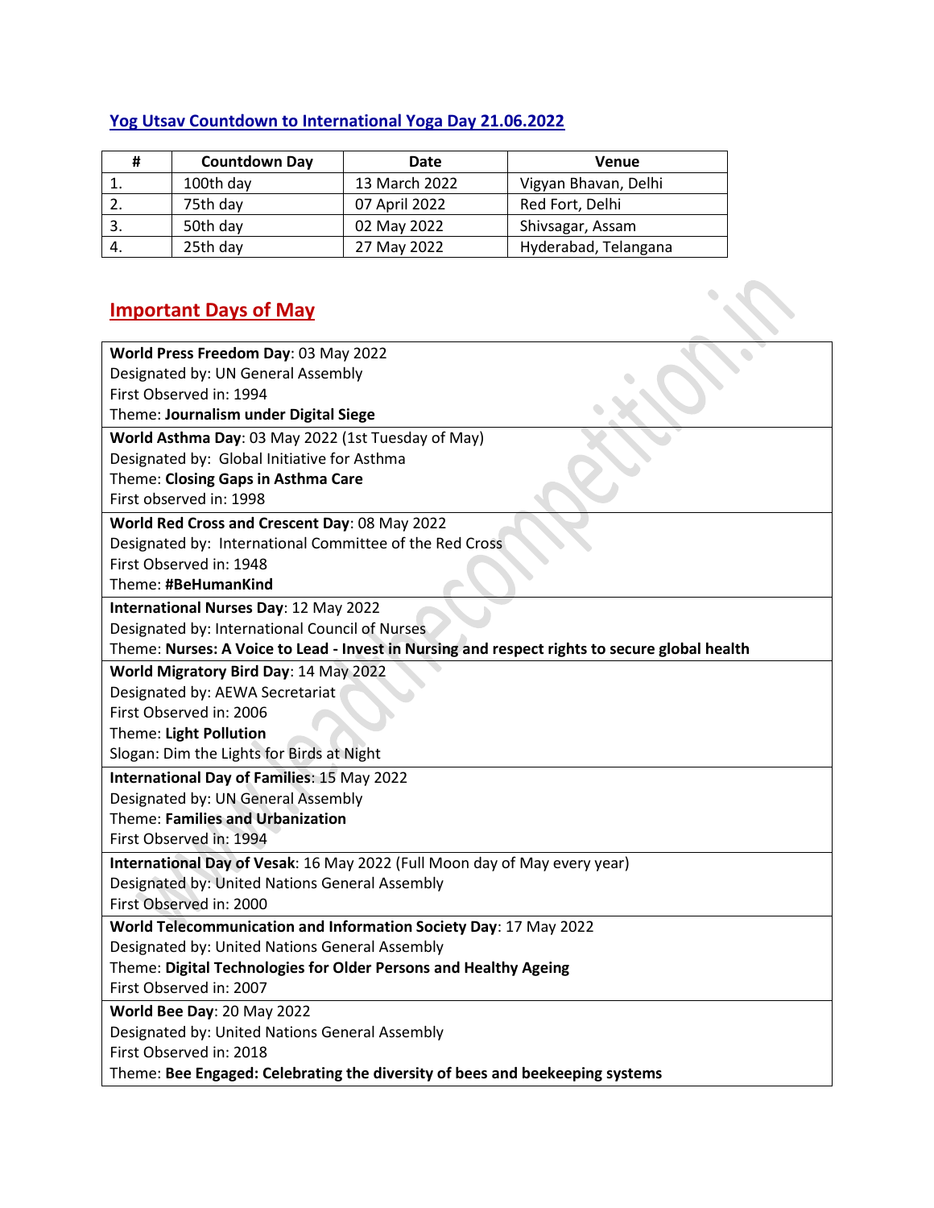## Yog Utsav Countdown to International Yoga Day 21.06.2022

| # | Countdown Day | Date | Venue |
|---|---|---|---|
| 1. | 100th day | 13 March 2022 | Vigyan Bhavan, Delhi |
| 2. | 75th day | 07 April 2022 | Red Fort, Delhi |
| 3. | 50th day | 02 May 2022 | Shivsagar, Assam |
| 4. | 25th day | 27 May 2022 | Hyderabad, Telangana |

## Important Days of May

**World Press Freedom Day**: 03 May 2022
Designated by: UN General Assembly
First Observed in: 1994
Theme: **Journalism under Digital Siege**

**World Asthma Day**: 03 May 2022 (1st Tuesday of May)
Designated by: Global Initiative for Asthma
Theme: **Closing Gaps in Asthma Care**
First observed in: 1998

**World Red Cross and Crescent Day**: 08 May 2022
Designated by: International Committee of the Red Cross
First Observed in: 1948
Theme: **#BeHumanKind**

**International Nurses Day**: 12 May 2022
Designated by: International Council of Nurses
Theme: **Nurses: A Voice to Lead - Invest in Nursing and respect rights to secure global health**

**World Migratory Bird Day**: 14 May 2022
Designated by: AEWA Secretariat
First Observed in: 2006
Theme: **Light Pollution**
Slogan: Dim the Lights for Birds at Night

**International Day of Families**: 15 May 2022
Designated by: UN General Assembly
Theme: **Families and Urbanization**
First Observed in: 1994

**International Day of Vesak**: 16 May 2022 (Full Moon day of May every year)
Designated by: United Nations General Assembly
First Observed in: 2000

**World Telecommunication and Information Society Day**: 17 May 2022
Designated by: United Nations General Assembly
Theme: **Digital Technologies for Older Persons and Healthy Ageing**
First Observed in: 2007

**World Bee Day**: 20 May 2022
Designated by: United Nations General Assembly
First Observed in: 2018
Theme: **Bee Engaged: Celebrating the diversity of bees and beekeeping systems**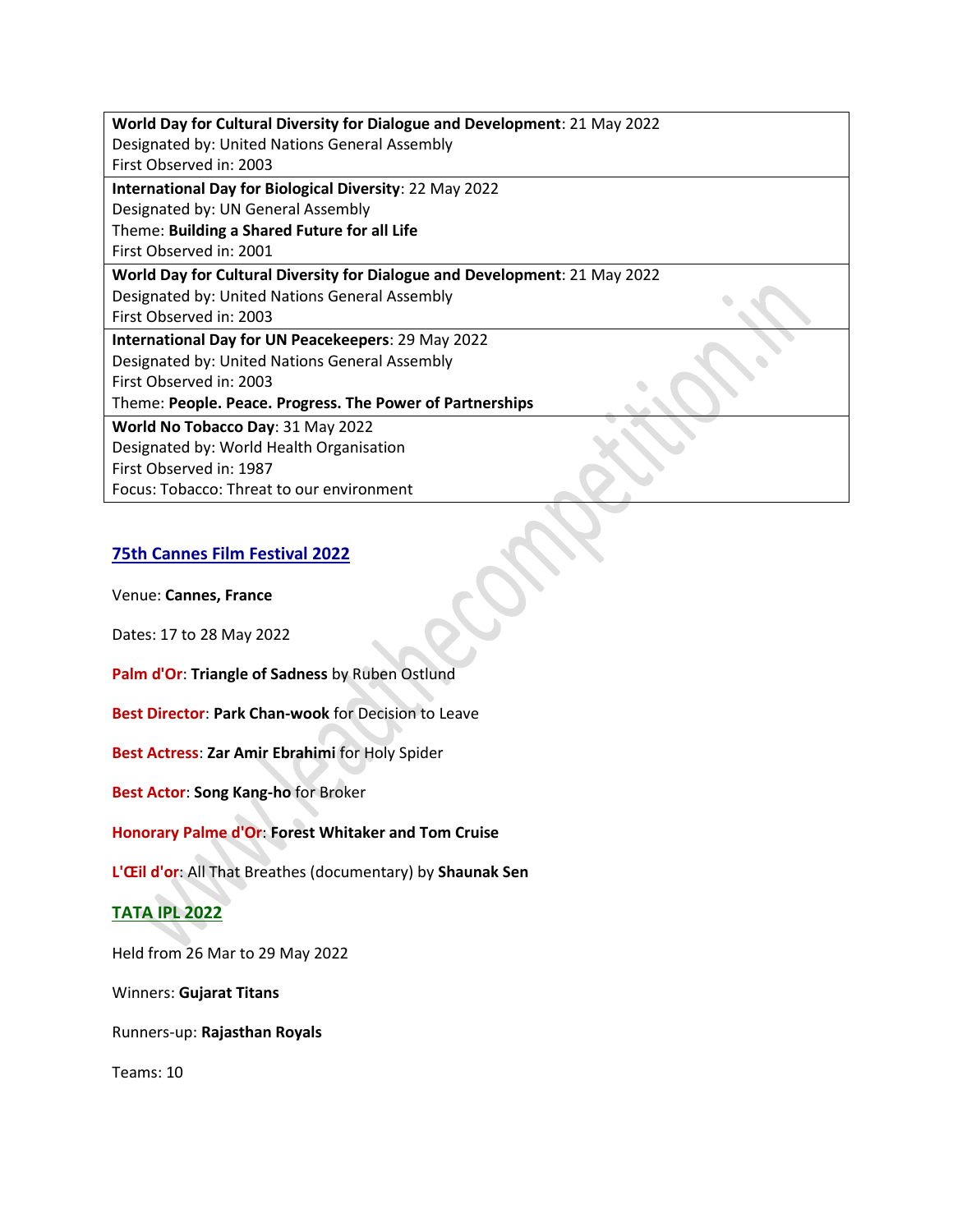| |
|---|
| **World Day for Cultural Diversity for Dialogue and Development**: 21 May 2022<br>Designated by: United Nations General Assembly<br>First Observed in: 2003 |
| **International Day for Biological Diversity**: 22 May 2022<br>Designated by: UN General Assembly<br>Theme: **Building a Shared Future for all Life**<br>First Observed in: 2001 |
| **World Day for Cultural Diversity for Dialogue and Development**: 21 May 2022<br>Designated by: United Nations General Assembly<br>First Observed in: 2003 |
| **International Day for UN Peacekeepers**: 29 May 2022<br>Designated by: United Nations General Assembly<br>First Observed in: 2003<br>Theme: **People. Peace. Progress. The Power of Partnerships** |
| **World No Tobacco Day**: 31 May 2022<br>Designated by: World Health Organisation<br>First Observed in: 1987<br>Focus: Tobacco: Threat to our environment |

## 75th Cannes Film Festival 2022

Venue: **Cannes, France**

Dates: 17 to 28 May 2022

**Palm d'Or**: **Triangle of Sadness** by Ruben Ostlund

**Best Director**: **Park Chan-wook** for Decision to Leave

**Best Actress**: **Zar Amir Ebrahimi** for Holy Spider

**Best Actor**: **Song Kang-ho** for Broker

**Honorary Palme d'Or**: **Forest Whitaker and Tom Cruise**

**L'Œil d'or**: All That Breathes (documentary) by **Shaunak Sen**

## TATA IPL 2022

Held from 26 Mar to 29 May 2022

Winners: **Gujarat Titans**

Runners-up: **Rajasthan Royals**

Teams: 10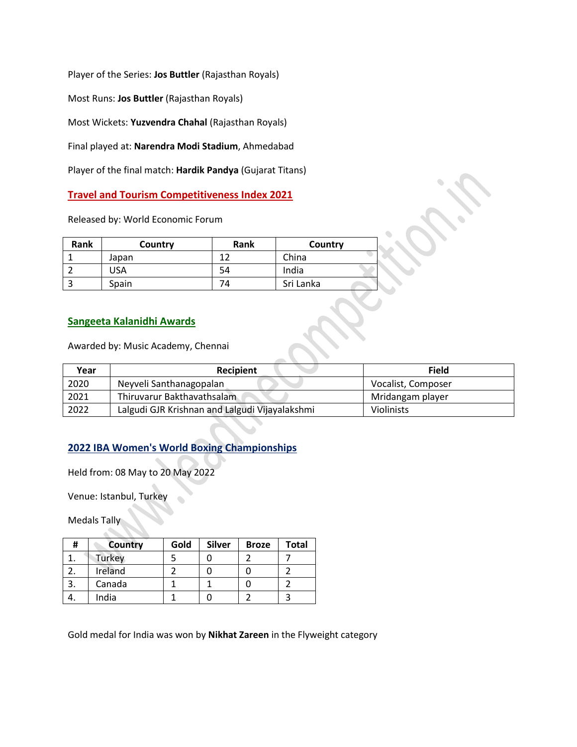Player of the Series: **Jos Buttler** (Rajasthan Royals)

Most Runs: **Jos Buttler** (Rajasthan Royals)

Most Wickets: **Yuzvendra Chahal** (Rajasthan Royals)

Final played at: **Narendra Modi Stadium**, Ahmedabad

Player of the final match: **Hardik Pandya** (Gujarat Titans)

## Travel and Tourism Competitiveness Index 2021

Released by: World Economic Forum

| Rank | Country | Rank | Country |
|---|---|---|---|
| 1 | Japan | 12 | China |
| 2 | USA | 54 | India |
| 3 | Spain | 74 | Sri Lanka |

## Sangeeta Kalanidhi Awards

Awarded by: Music Academy, Chennai

| Year | Recipient | Field |
|---|---|---|
| 2020 | Neyveli Santhanagopalan | Vocalist, Composer |
| 2021 | Thiruvarur Bakthavathsalam | Mridangam player |
| 2022 | Lalgudi GJR Krishnan and Lalgudi Vijayalakshmi | Violinists |

## 2022 IBA Women's World Boxing Championships

Held from: 08 May to 20 May 2022

Venue: Istanbul, Turkey

Medals Tally

| # | Country | Gold | Silver | Broze | Total |
|---|---|---|---|---|---|
| 1. | Turkey | 5 | 0 | 2 | 7 |
| 2. | Ireland | 2 | 0 | 0 | 2 |
| 3. | Canada | 1 | 1 | 0 | 2 |
| 4. | India | 1 | 0 | 2 | 3 |

Gold medal for India was won by **Nikhat Zareen** in the Flyweight category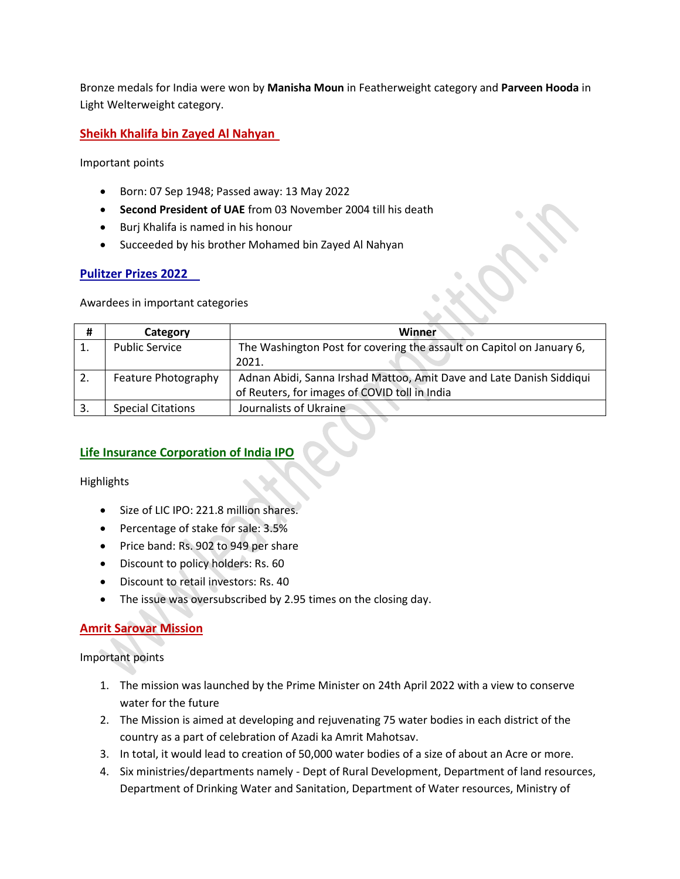Bronze medals for India were won by **Manisha Moun** in Featherweight category and **Parveen Hooda** in Light Welterweight category.

## Sheikh Khalifa bin Zayed Al Nahyan

Important points

- Born: 07 Sep 1948; Passed away: 13 May 2022
- **Second President of UAE** from 03 November 2004 till his death
- Burj Khalifa is named in his honour
- Succeeded by his brother Mohamed bin Zayed Al Nahyan

## Pulitzer Prizes 2022

Awardees in important categories

| # | Category | Winner |
|---|---|---|
| 1. | Public Service | The Washington Post for covering the assault on Capitol on January 6, 2021. |
| 2. | Feature Photography | Adnan Abidi, Sanna Irshad Mattoo, Amit Dave and Late Danish Siddiqui of Reuters, for images of COVID toll in India |
| 3. | Special Citations | Journalists of Ukraine |

## Life Insurance Corporation of India IPO

Highlights

- Size of LIC IPO: 221.8 million shares.
- Percentage of stake for sale: 3.5%
- Price band: Rs. 902 to 949 per share
- Discount to policy holders: Rs. 60
- Discount to retail investors: Rs. 40
- The issue was oversubscribed by 2.95 times on the closing day.

## Amrit Sarovar Mission

Important points

1. The mission was launched by the Prime Minister on 24th April 2022 with a view to conserve water for the future
2. The Mission is aimed at developing and rejuvenating 75 water bodies in each district of the country as a part of celebration of Azadi ka Amrit Mahotsav.
3. In total, it would lead to creation of 50,000 water bodies of a size of about an Acre or more.
4. Six ministries/departments namely - Dept of Rural Development, Department of land resources, Department of Drinking Water and Sanitation, Department of Water resources, Ministry of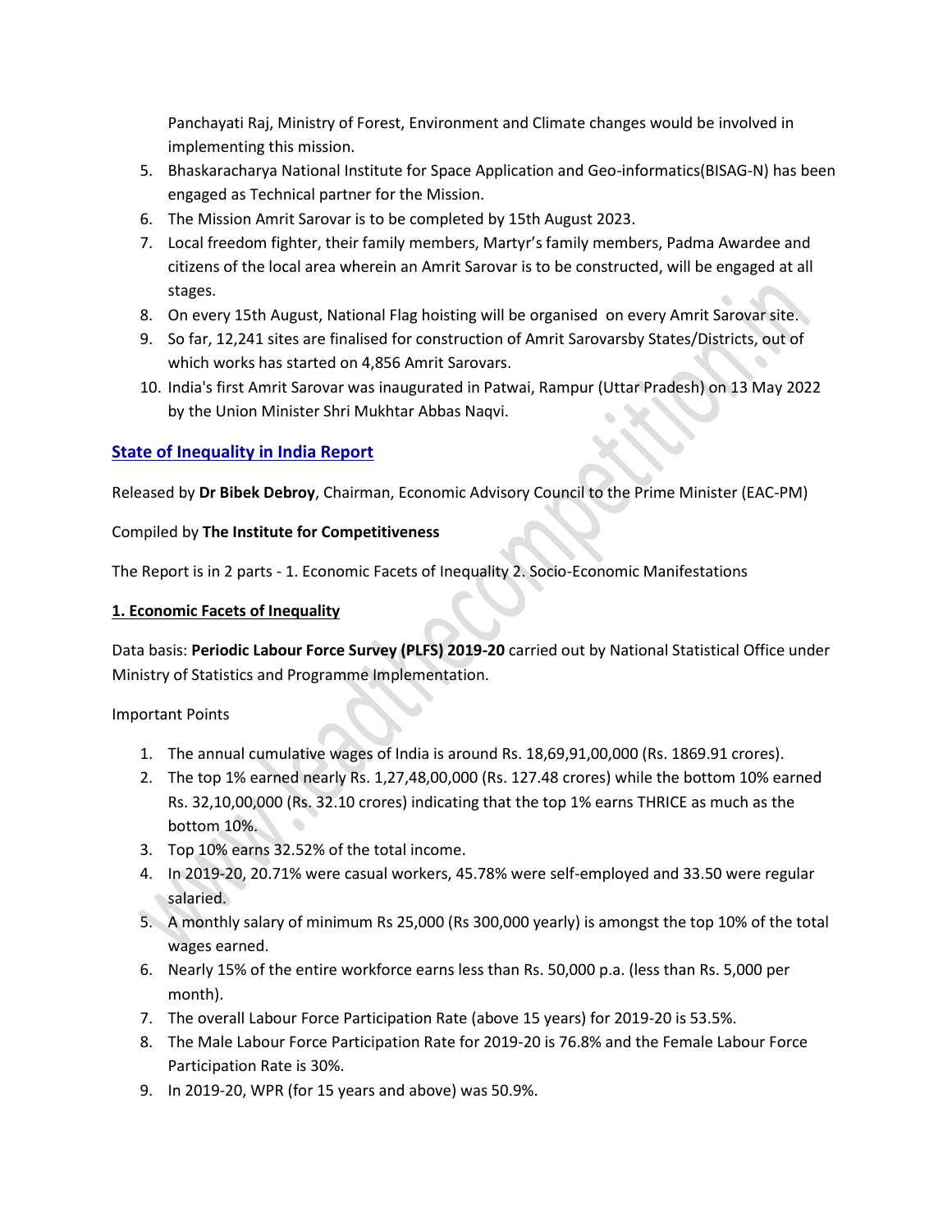Panchayati Raj, Ministry of Forest, Environment and Climate changes would be involved in implementing this mission.

5. Bhaskaracharya National Institute for Space Application and Geo-informatics(BISAG-N) has been engaged as Technical partner for the Mission.
6. The Mission Amrit Sarovar is to be completed by 15th August 2023.
7. Local freedom fighter, their family members, Martyr's family members, Padma Awardee and citizens of the local area wherein an Amrit Sarovar is to be constructed, will be engaged at all stages.
8. On every 15th August, National Flag hoisting will be organised on every Amrit Sarovar site.
9. So far, 12,241 sites are finalised for construction of Amrit Sarovarsby States/Districts, out of which works has started on 4,856 Amrit Sarovars.
10. India's first Amrit Sarovar was inaugurated in Patwai, Rampur (Uttar Pradesh) on 13 May 2022 by the Union Minister Shri Mukhtar Abbas Naqvi.

## State of Inequality in India Report

Released by **Dr Bibek Debroy**, Chairman, Economic Advisory Council to the Prime Minister (EAC-PM)

Compiled by **The Institute for Competitiveness**

The Report is in 2 parts - 1. Economic Facets of Inequality 2. Socio-Economic Manifestations

### 1. Economic Facets of Inequality

Data basis: **Periodic Labour Force Survey (PLFS) 2019-20** carried out by National Statistical Office under Ministry of Statistics and Programme Implementation.

Important Points

1. The annual cumulative wages of India is around Rs. 18,69,91,00,000 (Rs. 1869.91 crores).
2. The top 1% earned nearly Rs. 1,27,48,00,000 (Rs. 127.48 crores) while the bottom 10% earned Rs. 32,10,00,000 (Rs. 32.10 crores) indicating that the top 1% earns THRICE as much as the bottom 10%.
3. Top 10% earns 32.52% of the total income.
4. In 2019-20, 20.71% were casual workers, 45.78% were self-employed and 33.50 were regular salaried.
5. A monthly salary of minimum Rs 25,000 (Rs 300,000 yearly) is amongst the top 10% of the total wages earned.
6. Nearly 15% of the entire workforce earns less than Rs. 50,000 p.a. (less than Rs. 5,000 per month).
7. The overall Labour Force Participation Rate (above 15 years) for 2019-20 is 53.5%.
8. The Male Labour Force Participation Rate for 2019-20 is 76.8% and the Female Labour Force Participation Rate is 30%.
9. In 2019-20, WPR (for 15 years and above) was 50.9%.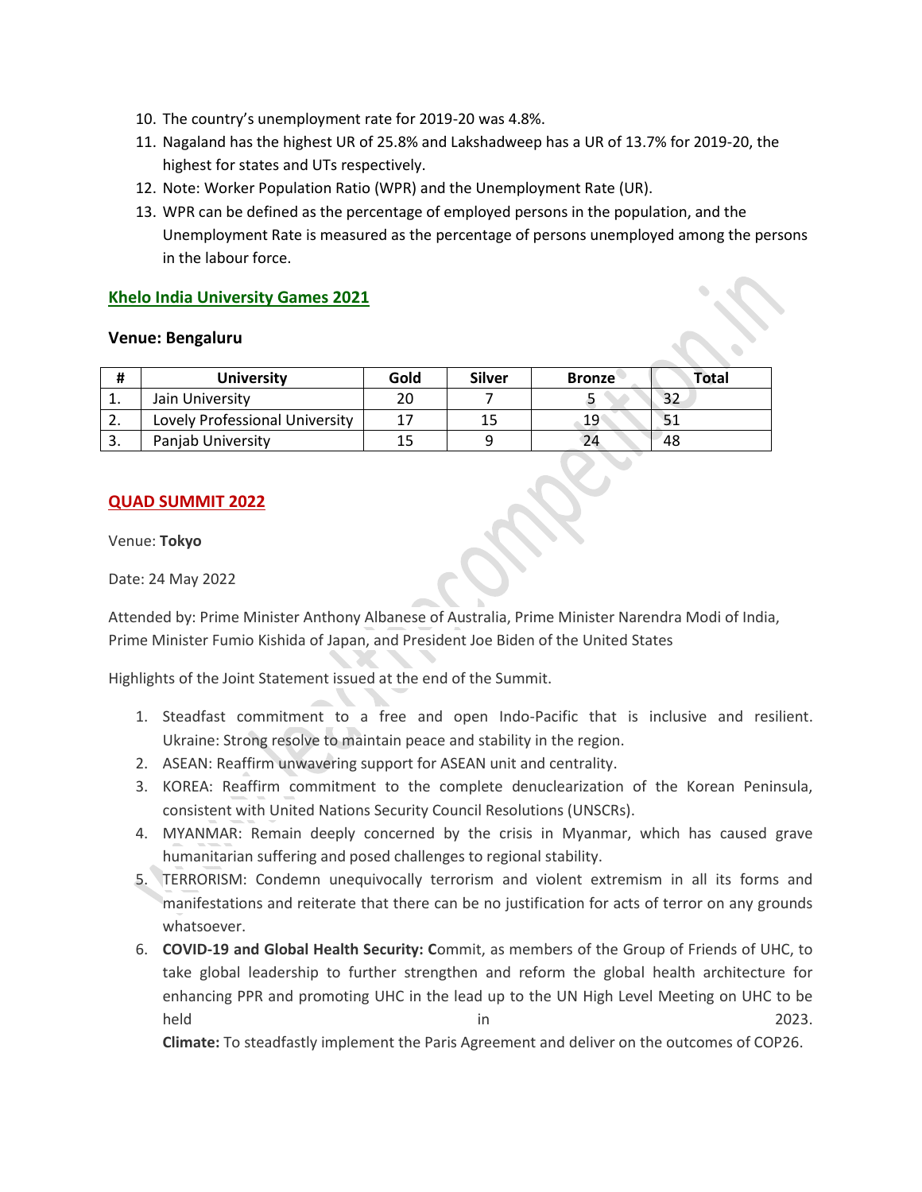10. The country's unemployment rate for 2019-20 was 4.8%.
11. Nagaland has the highest UR of 25.8% and Lakshadweep has a UR of 13.7% for 2019-20, the highest for states and UTs respectively.
12. Note: Worker Population Ratio (WPR) and the Unemployment Rate (UR).
13. WPR can be defined as the percentage of employed persons in the population, and the Unemployment Rate is measured as the percentage of persons unemployed among the persons in the labour force.

## Khelo India University Games 2021

**Venue: Bengaluru**

| # | University | Gold | Silver | Bronze | Total |
|---|---|---|---|---|---|
| 1. | Jain University | 20 | 7 | 5 | 32 |
| 2. | Lovely Professional University | 17 | 15 | 19 | 51 |
| 3. | Panjab University | 15 | 9 | 24 | 48 |

## QUAD SUMMIT 2022

Venue: **Tokyo**

Date: 24 May 2022

Attended by: Prime Minister Anthony Albanese of Australia, Prime Minister Narendra Modi of India, Prime Minister Fumio Kishida of Japan, and President Joe Biden of the United States

Highlights of the Joint Statement issued at the end of the Summit.

1. Steadfast commitment to a free and open Indo-Pacific that is inclusive and resilient. Ukraine: Strong resolve to maintain peace and stability in the region.
2. ASEAN: Reaffirm unwavering support for ASEAN unit and centrality.
3. KOREA: Reaffirm commitment to the complete denuclearization of the Korean Peninsula, consistent with United Nations Security Council Resolutions (UNSCRs).
4. MYANMAR: Remain deeply concerned by the crisis in Myanmar, which has caused grave humanitarian suffering and posed challenges to regional stability.
5. TERRORISM: Condemn unequivocally terrorism and violent extremism in all its forms and manifestations and reiterate that there can be no justification for acts of terror on any grounds whatsoever.
6. **COVID-19 and Global Health Security: C**ommit, as members of the Group of Friends of UHC, to take global leadership to further strengthen and reform the global health architecture for enhancing PPR and promoting UHC in the lead up to the UN High Level Meeting on UHC to be held in 2023.
   **Climate:** To steadfastly implement the Paris Agreement and deliver on the outcomes of COP26.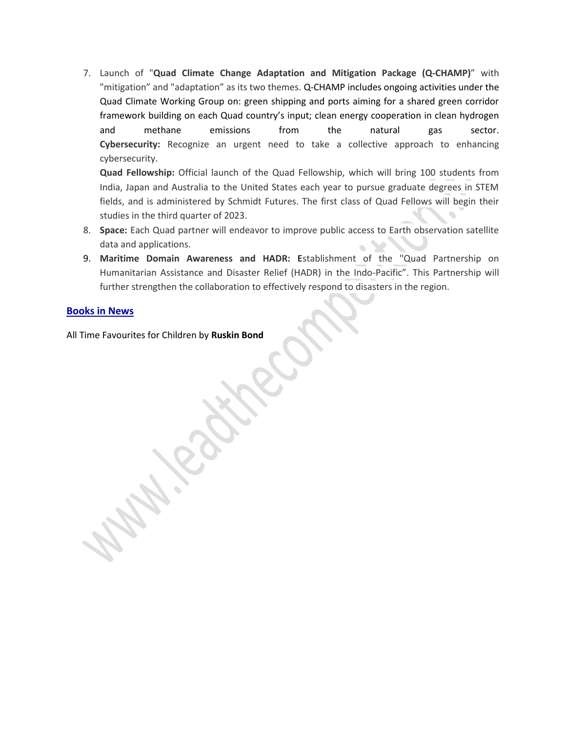7. Launch of "**Quad Climate Change Adaptation and Mitigation Package (Q-CHAMP)**" with "mitigation" and "adaptation" as its two themes. Q-CHAMP includes ongoing activities under the Quad Climate Working Group on: green shipping and ports aiming for a shared green corridor framework building on each Quad country's input; clean energy cooperation in clean hydrogen and methane emissions from the natural gas sector.
   **Cybersecurity:** Recognize an urgent need to take a collective approach to enhancing cybersecurity.
   **Quad Fellowship:** Official launch of the Quad Fellowship, which will bring 100 students from India, Japan and Australia to the United States each year to pursue graduate degrees in STEM fields, and is administered by Schmidt Futures. The first class of Quad Fellows will begin their studies in the third quarter of 2023.
8. **Space:** Each Quad partner will endeavor to improve public access to Earth observation satellite data and applications.
9. **Maritime Domain Awareness and HADR: E**stablishment of the "Quad Partnership on Humanitarian Assistance and Disaster Relief (HADR) in the Indo-Pacific". This Partnership will further strengthen the collaboration to effectively respond to disasters in the region.

## Books in News

All Time Favourites for Children by **Ruskin Bond**